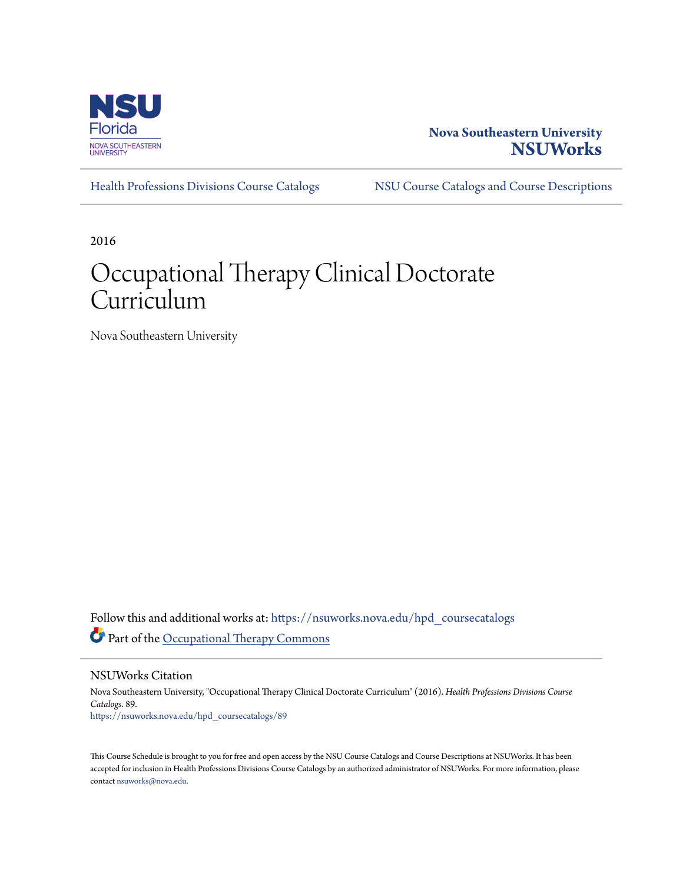Nova Southeastern University

**NSUWorks**

Health Professions Divisions Course Catalogs | NSU Course Catalogs and Course Descriptions

2016

# Occupational Therapy Clinical Doctorate Curriculum

Nova Southeastern University

Follow this and additional works at: https://nsuworks.nova.edu/hpd_coursecatalogs

Part of the Occupational Therapy Commons

## NSUWorks Citation

Nova Southeastern University, "Occupational Therapy Clinical Doctorate Curriculum" (2016). *Health Professions Divisions Course Catalogs*. 89.
https://nsuworks.nova.edu/hpd_coursecatalogs/89

This Course Schedule is brought to you for free and open access by the NSU Course Catalogs and Course Descriptions at NSUWorks. It has been accepted for inclusion in Health Professions Divisions Course Catalogs by an authorized administrator of NSUWorks. For more information, please contact nsuworks@nova.edu.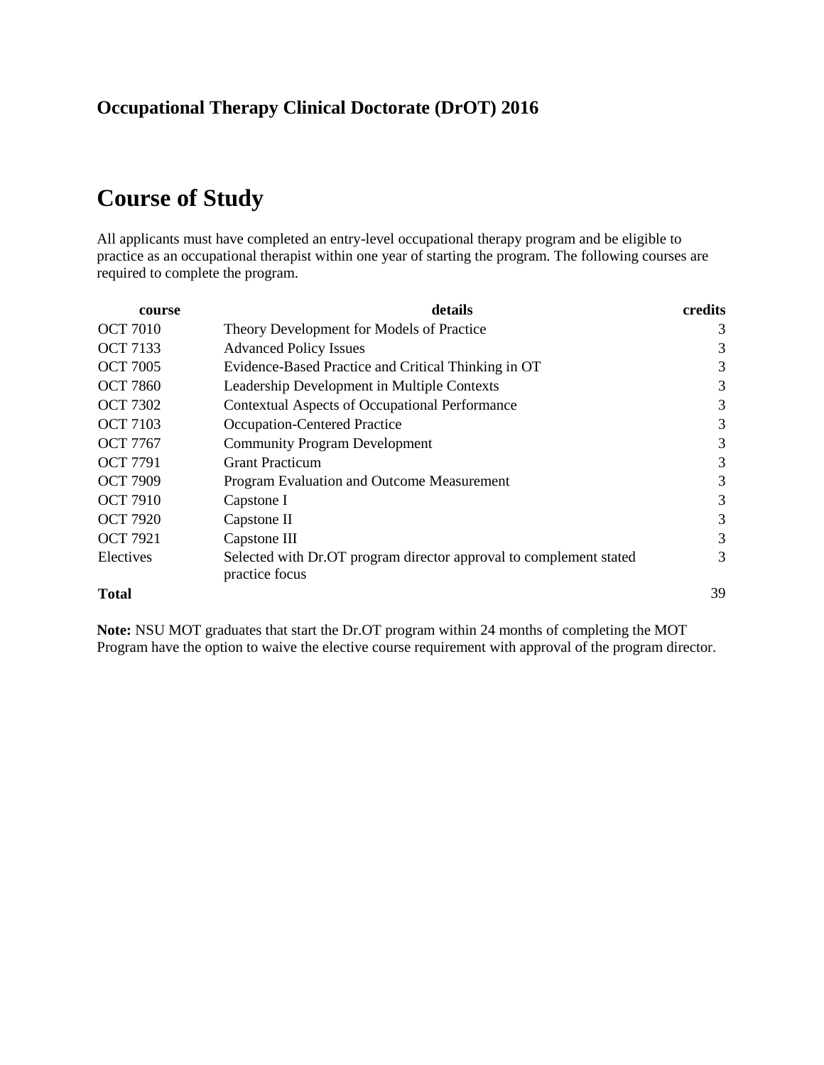**Occupational Therapy Clinical Doctorate (DrOT) 2016**

# Course of Study

All applicants must have completed an entry-level occupational therapy program and be eligible to practice as an occupational therapist within one year of starting the program. The following courses are required to complete the program.

| course | details | credits |
|---|---|---|
| OCT 7010 | Theory Development for Models of Practice | 3 |
| OCT 7133 | Advanced Policy Issues | 3 |
| OCT 7005 | Evidence-Based Practice and Critical Thinking in OT | 3 |
| OCT 7860 | Leadership Development in Multiple Contexts | 3 |
| OCT 7302 | Contextual Aspects of Occupational Performance | 3 |
| OCT 7103 | Occupation-Centered Practice | 3 |
| OCT 7767 | Community Program Development | 3 |
| OCT 7791 | Grant Practicum | 3 |
| OCT 7909 | Program Evaluation and Outcome Measurement | 3 |
| OCT 7910 | Capstone I | 3 |
| OCT 7920 | Capstone II | 3 |
| OCT 7921 | Capstone III | 3 |
| Electives | Selected with Dr.OT program director approval to complement stated practice focus | 3 |
| **Total** | | 39 |

**Note:** NSU MOT graduates that start the Dr.OT program within 24 months of completing the MOT Program have the option to waive the elective course requirement with approval of the program director.